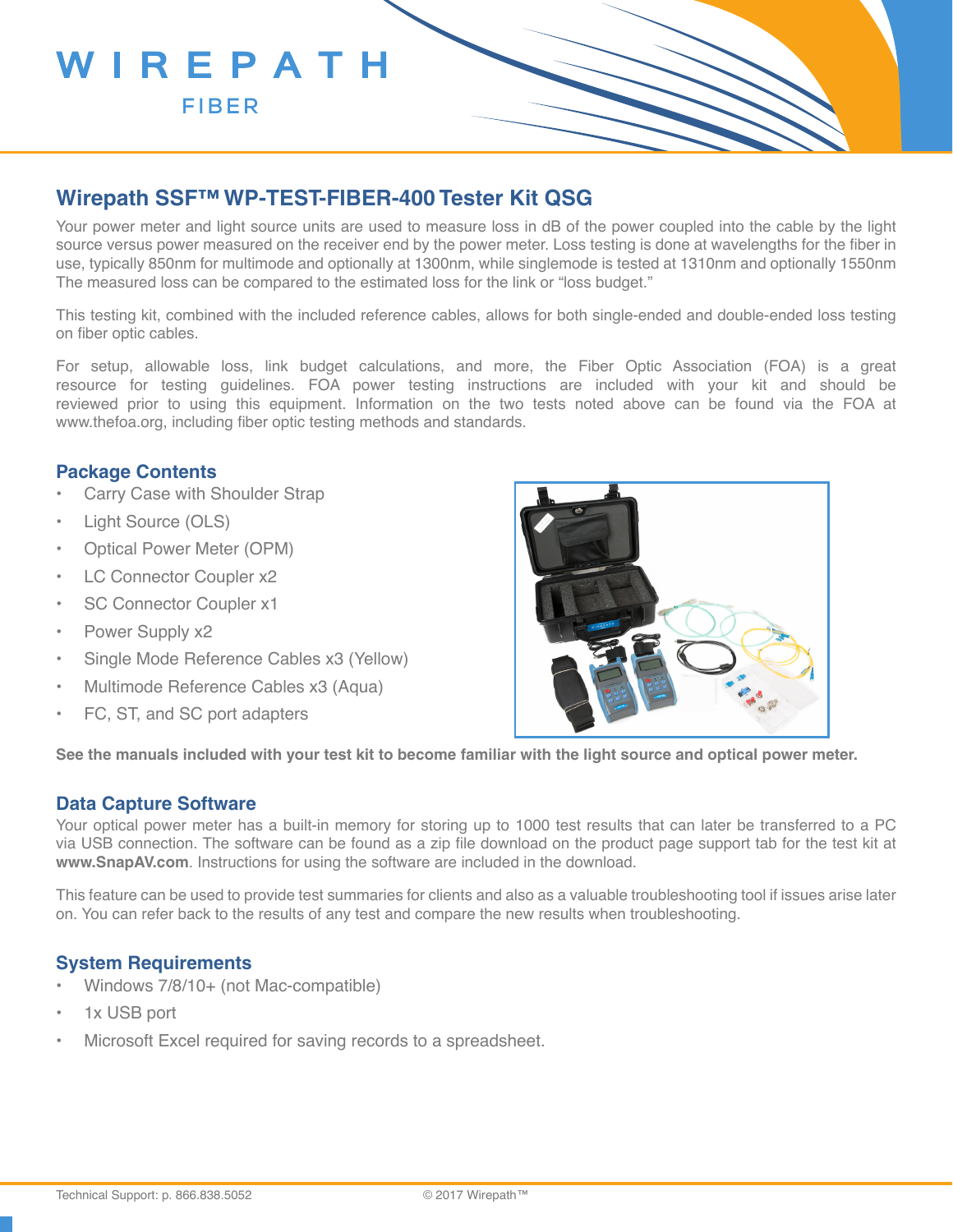WIREPATH

FIBER

# Wirepath SSF™ WP-TEST-FIBER-400 Tester Kit QSG

Your power meter and light source units are used to measure loss in dB of the power coupled into the cable by the light source versus power measured on the receiver end by the power meter. Loss testing is done at wavelengths for the fiber in use, typically 850nm for multimode and optionally at 1300nm, while singlemode is tested at 1310nm and optionally 1550nm The measured loss can be compared to the estimated loss for the link or "loss budget."

This testing kit, combined with the included reference cables, allows for both single-ended and double-ended loss testing on fiber optic cables.

For setup, allowable loss, link budget calculations, and more, the Fiber Optic Association (FOA) is a great resource for testing guidelines. FOA power testing instructions are included with your kit and should be reviewed prior to using this equipment. Information on the two tests noted above can be found via the FOA at www.thefoa.org, including fiber optic testing methods and standards.

## Package Contents

- Carry Case with Shoulder Strap
- Light Source (OLS)
- Optical Power Meter (OPM)
- LC Connector Coupler x2
- SC Connector Coupler x1
- Power Supply x2
- Single Mode Reference Cables x3 (Yellow)
- Multimode Reference Cables x3 (Aqua)
- FC, ST, and SC port adapters

**See the manuals included with your test kit to become familiar with the light source and optical power meter.**

## Data Capture Software

Your optical power meter has a built-in memory for storing up to 1000 test results that can later be transferred to a PC via USB connection. The software can be found as a zip file download on the product page support tab for the test kit at **www.SnapAV.com**. Instructions for using the software are included in the download.

This feature can be used to provide test summaries for clients and also as a valuable troubleshooting tool if issues arise later on. You can refer back to the results of any test and compare the new results when troubleshooting.

## System Requirements

- Windows 7/8/10+ (not Mac-compatible)
- 1x USB port
- Microsoft Excel required for saving records to a spreadsheet.

Technical Support: p. 866.838.5052 © 2017 Wirepath™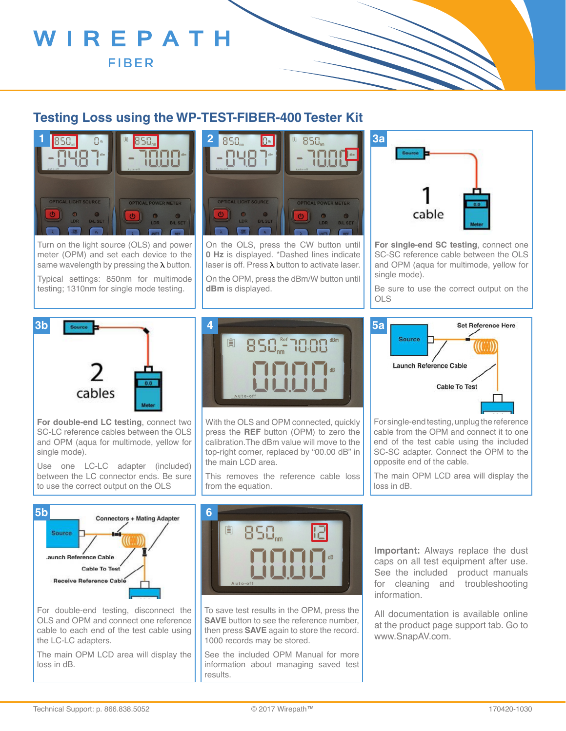WIREPATH FIBER

## Testing Loss using the WP-TEST-FIBER-400 Tester Kit

### 1

Turn on the light source (OLS) and power meter (OPM) and set each device to the same wavelength by pressing the λ button.

Typical settings: 850nm for multimode testing; 1310nm for single mode testing.

### 2

On the OLS, press the CW button until **0 Hz** is displayed. *Dashed lines indicate laser is off. Press λ button to activate laser.

On the OPM, press the dBm/W button until **dBm** is displayed.

### 3a

Source

1 cable

Meter

**For single-end SC testing**, connect one SC-SC reference cable between the OLS and OPM (aqua for multimode, yellow for single mode).

Be sure to use the correct output on the OLS

### 3b

Source

2 cables

Meter

**For double-end LC testing**, connect two SC-LC reference cables between the OLS and OPM (aqua for multimode, yellow for single mode).

Use one LC-LC adapter (included) between the LC connector ends. Be sure to use the correct output on the OLS

### 4

With the OLS and OPM connected, quickly press the **REF** button (OPM) to zero the calibration.The dBm value will move to the top-right corner, replaced by "00.00 dB" in the main LCD area.

This removes the reference cable loss from the equation.

### 5a

Set Reference Here

Source

Launch Reference Cable

Cable To Test

For single-end testing, unplug the reference cable from the OPM and connect it to one end of the test cable using the included SC-SC adapter. Connect the OPM to the opposite end of the cable.

The main OPM LCD area will display the loss in dB.

### 5b

Connectors + Mating Adapter

Source

Launch Reference Cable

Cable To Test

Receive Reference Cable

For double-end testing, disconnect the OLS and OPM and connect one reference cable to each end of the test cable using the LC-LC adapters.

The main OPM LCD area will display the loss in dB.

### 6

To save test results in the OPM, press the **SAVE** button to see the reference number, then press **SAVE** again to store the record. 1000 records may be stored.

See the included OPM Manual for more information about managing saved test results.

**Important:** Always replace the dust caps on all test equipment after use. See the included product manuals for cleaning and troubleshooting information.

All documentation is available online at the product page support tab. Go to www.SnapAV.com.

Technical Support: p. 866.838.5052 © 2017 Wirepath™ 170420-1030